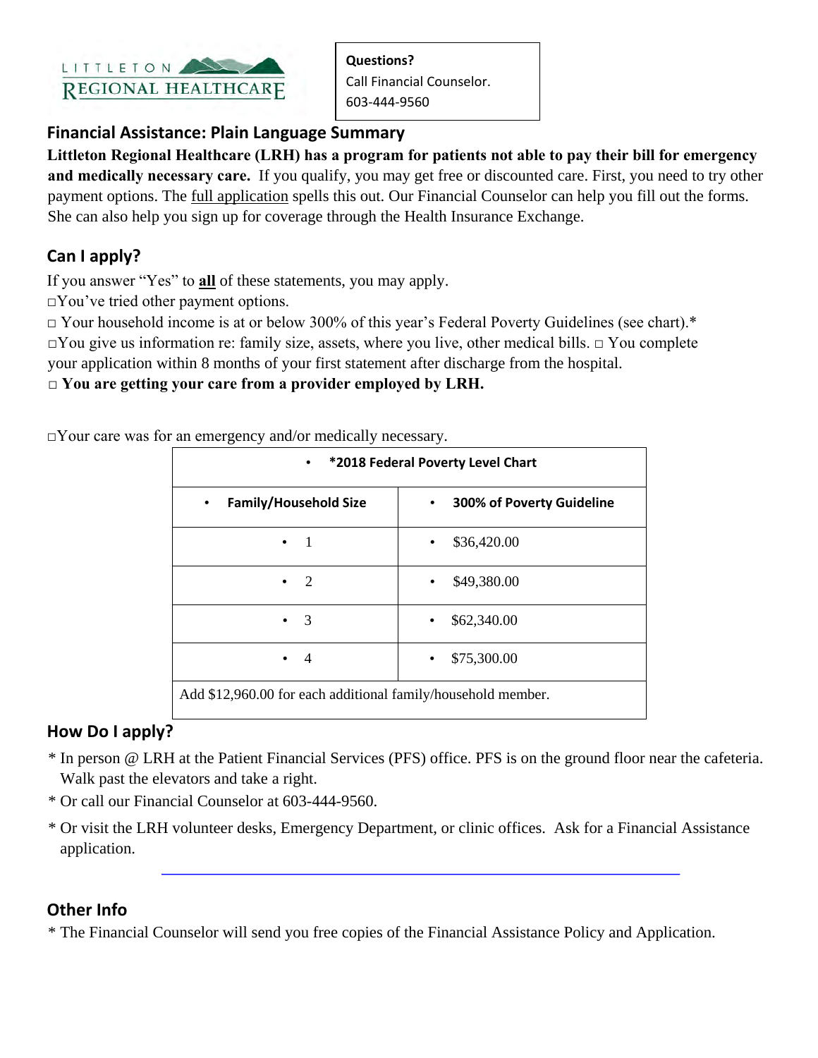LITTLETON REGIONAL HEALTHCARE

**Questions?**
Call Financial Counselor.
603-444-9560

## Financial Assistance: Plain Language Summary

**Littleton Regional Healthcare (LRH) has a program for patients not able to pay their bill for emergency and medically necessary care.** If you qualify, you may get free or discounted care. First, you need to try other payment options. The full application spells this out. Our Financial Counselor can help you fill out the forms. She can also help you sign up for coverage through the Health Insurance Exchange.

## Can I apply?

If you answer "Yes" to **all** of these statements, you may apply.

□You've tried other payment options.

□ Your household income is at or below 300% of this year's Federal Poverty Guidelines (see chart).*

□You give us information re: family size, assets, where you live, other medical bills. □ You complete your application within 8 months of your first statement after discharge from the hospital.

□ **You are getting your care from a provider employed by LRH.**

□Your care was for an emergency and/or medically necessary.

| *2018 Federal Poverty Level Chart | |
|---|---|
| **Family/Household Size** | **300% of Poverty Guideline** |
| 1 | $36,420.00 |
| 2 | $49,380.00 |
| 3 | $62,340.00 |
| 4 | $75,300.00 |
| Add $12,960.00 for each additional family/household member. | |

## How Do I apply?

* In person @ LRH at the Patient Financial Services (PFS) office. PFS is on the ground floor near the cafeteria. Walk past the elevators and take a right.
* Or call our Financial Counselor at 603-444-9560.
* Or visit the LRH volunteer desks, Emergency Department, or clinic offices. Ask for a Financial Assistance application.

---

## Other Info

* The Financial Counselor will send you free copies of the Financial Assistance Policy and Application.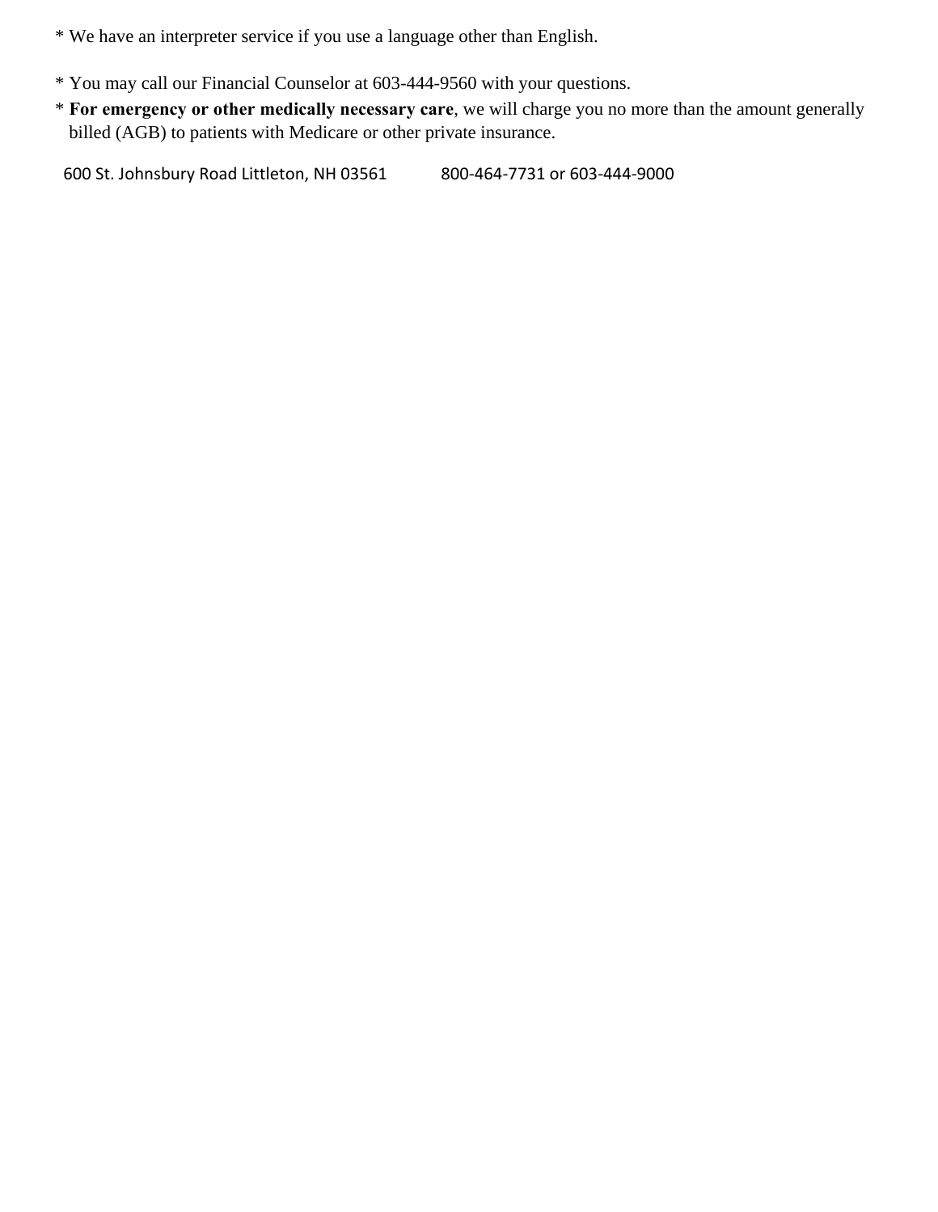* We have an interpreter service if you use a language other than English.
* You may call our Financial Counselor at 603-444-9560 with your questions.
* **For emergency or other medically necessary care**, we will charge you no more than the amount generally billed (AGB) to patients with Medicare or other private insurance.

600 St. Johnsbury Road Littleton, NH 03561    800-464-7731 or 603-444-9000